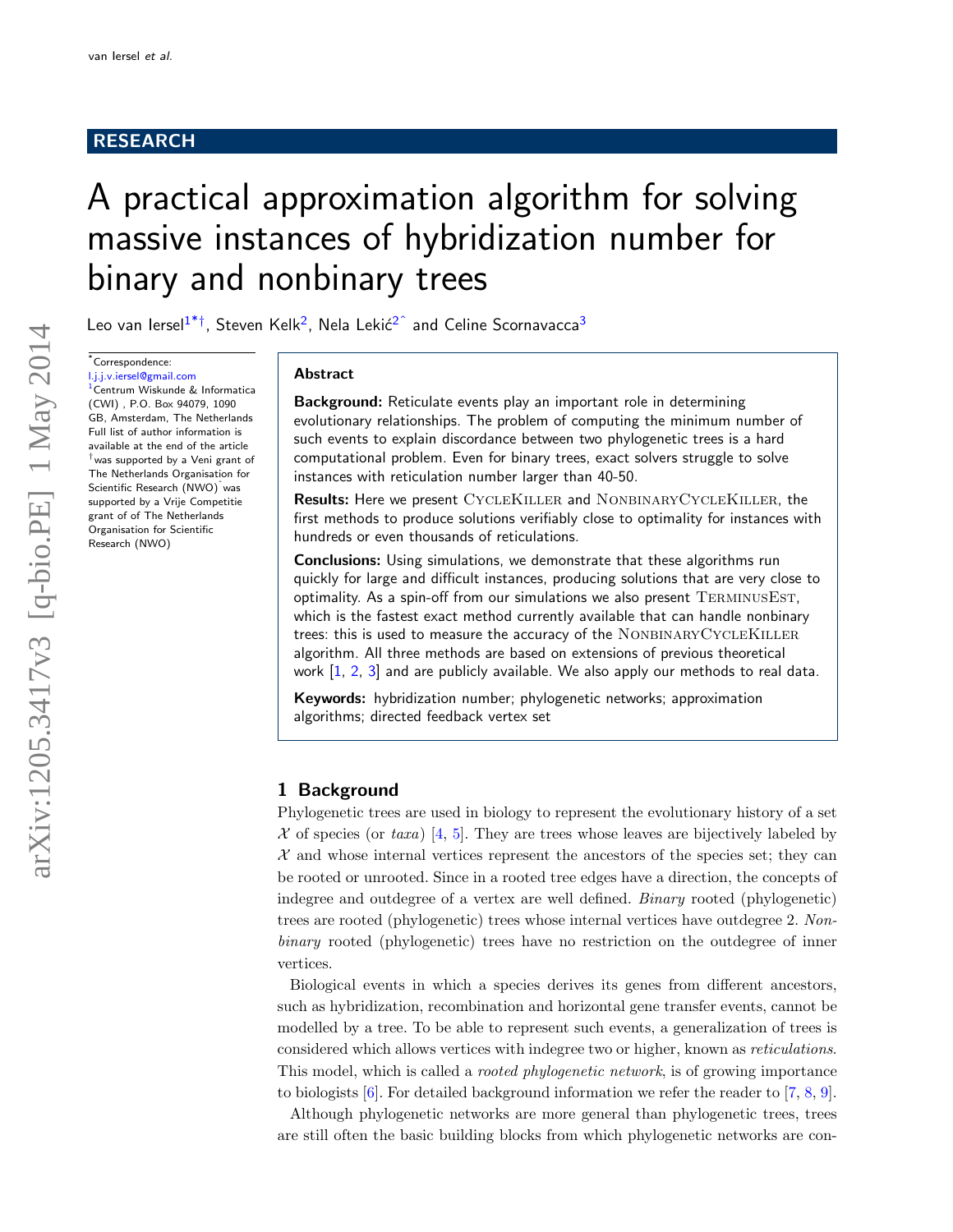RESEARCH

# A practical approximation algorithm for solving massive instances of hybridization number for binary and nonbinary trees

Leo van Iersel[1*†], Steven Kelk[2], Nela Lekić[2^] and Celine Scornavacca[3]

*Correspondence: l.j.j.v.iersel@gmail.com
[1]Centrum Wiskunde & Informatica (CWI) , P.O. Box 94079, 1090 GB, Amsterdam, The Netherlands
Full list of author information is available at the end of the article
†was supported by a Veni grant of The Netherlands Organisation for Scientific Research (NWO)^ was supported by a Vrije Competitie grant of of The Netherlands Organisation for Scientific Research (NWO)

## Abstract

**Background:** Reticulate events play an important role in determining evolutionary relationships. The problem of computing the minimum number of such events to explain discordance between two phylogenetic trees is a hard computational problem. Even for binary trees, exact solvers struggle to solve instances with reticulation number larger than 40-50.

**Results:** Here we present CycleKiller and NonbinaryCycleKiller, the first methods to produce solutions verifiably close to optimality for instances with hundreds or even thousands of reticulations.

**Conclusions:** Using simulations, we demonstrate that these algorithms run quickly for large and difficult instances, producing solutions that are very close to optimality. As a spin-off from our simulations we also present TerminusEst, which is the fastest exact method currently available that can handle nonbinary trees: this is used to measure the accuracy of the NonbinaryCycleKiller algorithm. All three methods are based on extensions of previous theoretical work [1, 2, 3] and are publicly available. We also apply our methods to real data.

**Keywords:** hybridization number; phylogenetic networks; approximation algorithms; directed feedback vertex set

## 1 Background

Phylogenetic trees are used in biology to represent the evolutionary history of a set $\mathcal{X}$ of species (or *taxa*) [4, 5]. They are trees whose leaves are bijectively labeled by $\mathcal{X}$ and whose internal vertices represent the ancestors of the species set; they can be rooted or unrooted. Since in a rooted tree edges have a direction, the concepts of indegree and outdegree of a vertex are well defined. *Binary* rooted (phylogenetic) trees are rooted (phylogenetic) trees whose internal vertices have outdegree 2. *Nonbinary* rooted (phylogenetic) trees have no restriction on the outdegree of inner vertices.

Biological events in which a species derives its genes from different ancestors, such as hybridization, recombination and horizontal gene transfer events, cannot be modelled by a tree. To be able to represent such events, a generalization of trees is considered which allows vertices with indegree two or higher, known as *reticulations*. This model, which is called a *rooted phylogenetic network*, is of growing importance to biologists [6]. For detailed background information we refer the reader to [7, 8, 9].

Although phylogenetic networks are more general than phylogenetic trees, trees are still often the basic building blocks from which phylogenetic networks are con-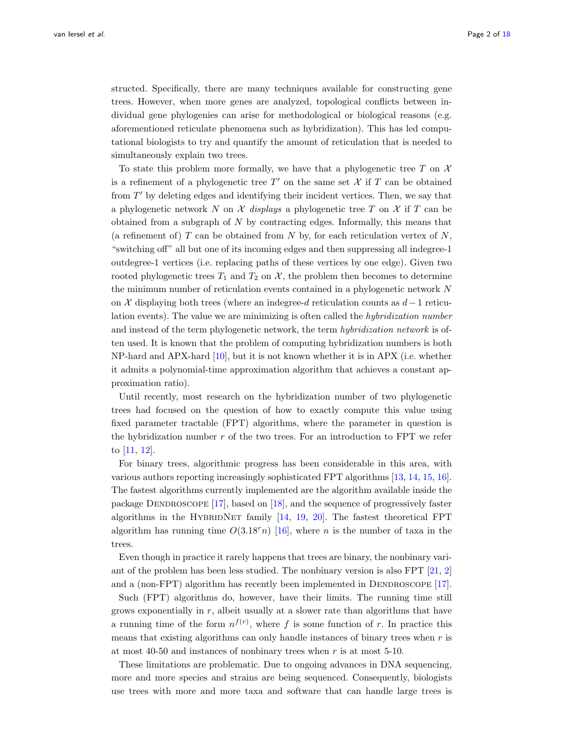structed. Specifically, there are many techniques available for constructing gene trees. However, when more genes are analyzed, topological conflicts between individual gene phylogenies can arise for methodological or biological reasons (e.g. aforementioned reticulate phenomena such as hybridization). This has led computational biologists to try and quantify the amount of reticulation that is needed to simultaneously explain two trees.

To state this problem more formally, we have that a phylogenetic tree $T$ on $\mathcal{X}$ is a refinement of a phylogenetic tree $T'$ on the same set $\mathcal{X}$ if $T$ can be obtained from $T'$ by deleting edges and identifying their incident vertices. Then, we say that a phylogenetic network $N$ on $\mathcal{X}$ *displays* a phylogenetic tree $T$ on $\mathcal{X}$ if $T$ can be obtained from a subgraph of $N$ by contracting edges. Informally, this means that (a refinement of) $T$ can be obtained from $N$ by, for each reticulation vertex of $N$, "switching off" all but one of its incoming edges and then suppressing all indegree-1 outdegree-1 vertices (i.e. replacing paths of these vertices by one edge). Given two rooted phylogenetic trees $T_1$ and $T_2$ on $\mathcal{X}$, the problem then becomes to determine the minimum number of reticulation events contained in a phylogenetic network $N$ on $\mathcal{X}$ displaying both trees (where an indegree-$d$ reticulation counts as $d-1$ reticulation events). The value we are minimizing is often called the *hybridization number* and instead of the term phylogenetic network, the term *hybridization network* is often used. It is known that the problem of computing hybridization numbers is both NP-hard and APX-hard [10], but it is not known whether it is in APX (i.e. whether it admits a polynomial-time approximation algorithm that achieves a constant approximation ratio).

Until recently, most research on the hybridization number of two phylogenetic trees had focused on the question of how to exactly compute this value using fixed parameter tractable (FPT) algorithms, where the parameter in question is the hybridization number $r$ of the two trees. For an introduction to FPT we refer to [11, 12].

For binary trees, algorithmic progress has been considerable in this area, with various authors reporting increasingly sophisticated FPT algorithms [13, 14, 15, 16]. The fastest algorithms currently implemented are the algorithm available inside the package Dendroscope [17], based on [18], and the sequence of progressively faster algorithms in the HybridNet family [14, 19, 20]. The fastest theoretical FPT algorithm has running time $O(3.18^r n)$ [16], where $n$ is the number of taxa in the trees.

Even though in practice it rarely happens that trees are binary, the nonbinary variant of the problem has been less studied. The nonbinary version is also FPT [21, 2] and a (non-FPT) algorithm has recently been implemented in Dendroscope [17].

Such (FPT) algorithms do, however, have their limits. The running time still grows exponentially in $r$, albeit usually at a slower rate than algorithms that have a running time of the form $n^{f(r)}$, where $f$ is some function of $r$. In practice this means that existing algorithms can only handle instances of binary trees when $r$ is at most 40-50 and instances of nonbinary trees when $r$ is at most 5-10.

These limitations are problematic. Due to ongoing advances in DNA sequencing, more and more species and strains are being sequenced. Consequently, biologists use trees with more and more taxa and software that can handle large trees is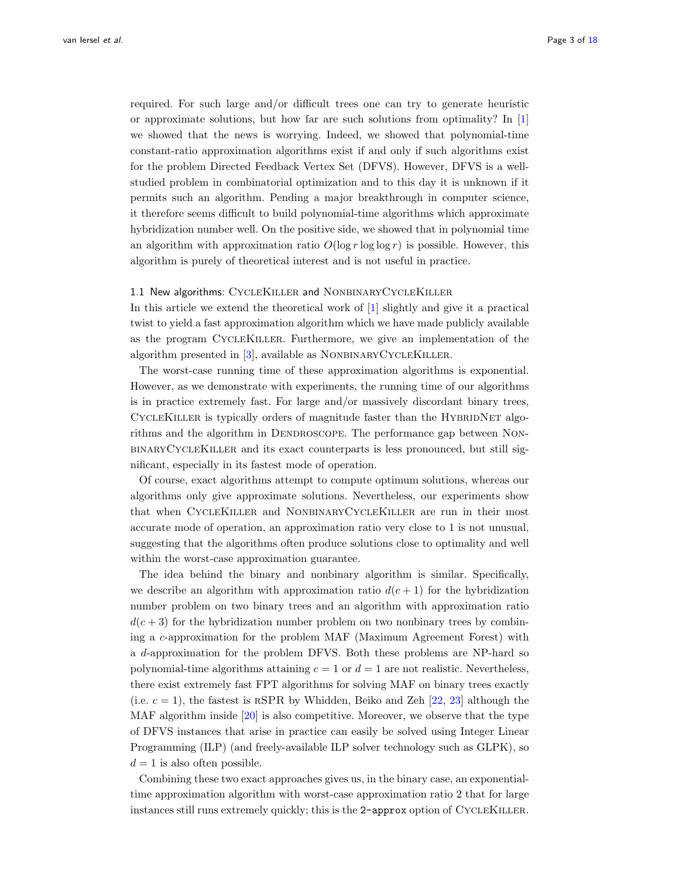required. For such large and/or difficult trees one can try to generate heuristic or approximate solutions, but how far are such solutions from optimality? In [1] we showed that the news is worrying. Indeed, we showed that polynomial-time constant-ratio approximation algorithms exist if and only if such algorithms exist for the problem Directed Feedback Vertex Set (DFVS). However, DFVS is a well-studied problem in combinatorial optimization and to this day it is unknown if it permits such an algorithm. Pending a major breakthrough in computer science, it therefore seems difficult to build polynomial-time algorithms which approximate hybridization number well. On the positive side, we showed that in polynomial time an algorithm with approximation ratio $O(\log r \log \log r)$ is possible. However, this algorithm is purely of theoretical interest and is not useful in practice.

### 1.1 New algorithms: CycleKiller and NonbinaryCycleKiller

In this article we extend the theoretical work of [1] slightly and give it a practical twist to yield a fast approximation algorithm which we have made publicly available as the program CycleKiller. Furthermore, we give an implementation of the algorithm presented in [3], available as NonbinaryCycleKiller.

The worst-case running time of these approximation algorithms is exponential. However, as we demonstrate with experiments, the running time of our algorithms is in practice extremely fast. For large and/or massively discordant binary trees, CycleKiller is typically orders of magnitude faster than the HybridNet algorithms and the algorithm in Dendroscope. The performance gap between NonbinaryCycleKiller and its exact counterparts is less pronounced, but still significant, especially in its fastest mode of operation.

Of course, exact algorithms attempt to compute optimum solutions, whereas our algorithms only give approximate solutions. Nevertheless, our experiments show that when CycleKiller and NonbinaryCycleKiller are run in their most accurate mode of operation, an approximation ratio very close to 1 is not unusual, suggesting that the algorithms often produce solutions close to optimality and well within the worst-case approximation guarantee.

The idea behind the binary and nonbinary algorithm is similar. Specifically, we describe an algorithm with approximation ratio $d(c+1)$ for the hybridization number problem on two binary trees and an algorithm with approximation ratio $d(c+3)$ for the hybridization number problem on two nonbinary trees by combining a $c$-approximation for the problem MAF (Maximum Agreement Forest) with a $d$-approximation for the problem DFVS. Both these problems are NP-hard so polynomial-time algorithms attaining $c = 1$ or $d = 1$ are not realistic. Nevertheless, there exist extremely fast FPT algorithms for solving MAF on binary trees exactly (i.e. $c = 1$), the fastest is rSPR by Whidden, Beiko and Zeh [22, 23] although the MAF algorithm inside [20] is also competitive. Moreover, we observe that the type of DFVS instances that arise in practice can easily be solved using Integer Linear Programming (ILP) (and freely-available ILP solver technology such as GLPK), so $d = 1$ is also often possible.

Combining these two exact approaches gives us, in the binary case, an exponential-time approximation algorithm with worst-case approximation ratio 2 that for large instances still runs extremely quickly; this is the `2-approx` option of CycleKiller.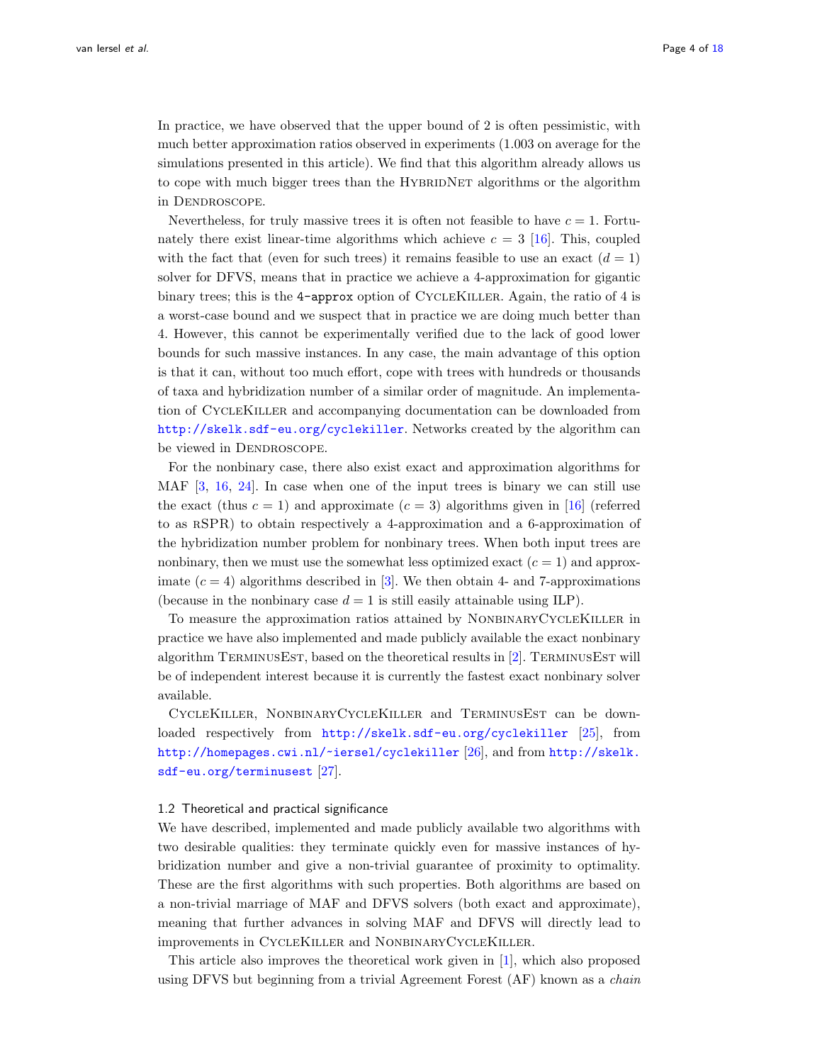In practice, we have observed that the upper bound of 2 is often pessimistic, with much better approximation ratios observed in experiments (1.003 on average for the simulations presented in this article). We find that this algorithm already allows us to cope with much bigger trees than the HybridNet algorithms or the algorithm in Dendroscope.

Nevertheless, for truly massive trees it is often not feasible to have $c = 1$. Fortunately there exist linear-time algorithms which achieve $c = 3$ [16]. This, coupled with the fact that (even for such trees) it remains feasible to use an exact ($d = 1$) solver for DFVS, means that in practice we achieve a 4-approximation for gigantic binary trees; this is the `4-approx` option of CycleKiller. Again, the ratio of 4 is a worst-case bound and we suspect that in practice we are doing much better than 4. However, this cannot be experimentally verified due to the lack of good lower bounds for such massive instances. In any case, the main advantage of this option is that it can, without too much effort, cope with trees with hundreds or thousands of taxa and hybridization number of a similar order of magnitude. An implementation of CycleKiller and accompanying documentation can be downloaded from http://skelk.sdf-eu.org/cyclekiller. Networks created by the algorithm can be viewed in Dendroscope.

For the nonbinary case, there also exist exact and approximation algorithms for MAF [3, 16, 24]. In case when one of the input trees is binary we can still use the exact (thus $c = 1$) and approximate ($c = 3$) algorithms given in [16] (referred to as rSPR) to obtain respectively a 4-approximation and a 6-approximation of the hybridization number problem for nonbinary trees. When both input trees are nonbinary, then we must use the somewhat less optimized exact ($c = 1$) and approximate ($c = 4$) algorithms described in [3]. We then obtain 4- and 7-approximations (because in the nonbinary case $d = 1$ is still easily attainable using ILP).

To measure the approximation ratios attained by NonbinaryCycleKiller in practice we have also implemented and made publicly available the exact nonbinary algorithm TerminusEst, based on the theoretical results in [2]. TerminusEst will be of independent interest because it is currently the fastest exact nonbinary solver available.

CycleKiller, NonbinaryCycleKiller and TerminusEst can be downloaded respectively from http://skelk.sdf-eu.org/cyclekiller [25], from http://homepages.cwi.nl/~iersel/cyclekiller [26], and from http://skelk.sdf-eu.org/terminusest [27].

### 1.2 Theoretical and practical significance

We have described, implemented and made publicly available two algorithms with two desirable qualities: they terminate quickly even for massive instances of hybridization number and give a non-trivial guarantee of proximity to optimality. These are the first algorithms with such properties. Both algorithms are based on a non-trivial marriage of MAF and DFVS solvers (both exact and approximate), meaning that further advances in solving MAF and DFVS will directly lead to improvements in CycleKiller and NonbinaryCycleKiller.

This article also improves the theoretical work given in [1], which also proposed using DFVS but beginning from a trivial Agreement Forest (AF) known as a *chain*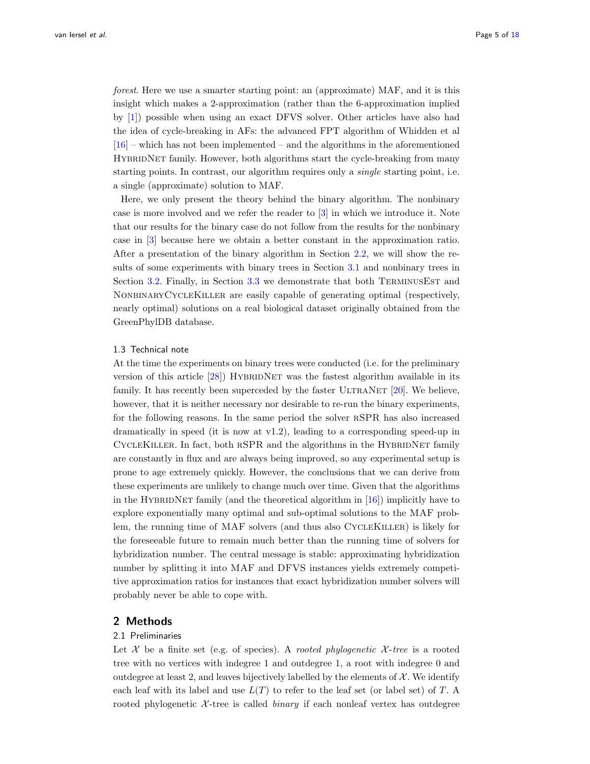*forest*. Here we use a smarter starting point: an (approximate) MAF, and it is this insight which makes a 2-approximation (rather than the 6-approximation implied by [1]) possible when using an exact DFVS solver. Other articles have also had the idea of cycle-breaking in AFs: the advanced FPT algorithm of Whidden et al [16] – which has not been implemented – and the algorithms in the aforementioned HybridNet family. However, both algorithms start the cycle-breaking from many starting points. In contrast, our algorithm requires only a *single* starting point, i.e. a single (approximate) solution to MAF.

Here, we only present the theory behind the binary algorithm. The nonbinary case is more involved and we refer the reader to [3] in which we introduce it. Note that our results for the binary case do not follow from the results for the nonbinary case in [3] because here we obtain a better constant in the approximation ratio. After a presentation of the binary algorithm in Section 2.2, we will show the results of some experiments with binary trees in Section 3.1 and nonbinary trees in Section 3.2. Finally, in Section 3.3 we demonstrate that both TerminusEst and NonbinaryCycleKiller are easily capable of generating optimal (respectively, nearly optimal) solutions on a real biological dataset originally obtained from the GreenPhylDB database.

### 1.3 Technical note

At the time the experiments on binary trees were conducted (i.e. for the preliminary version of this article [28]) HybridNet was the fastest algorithm available in its family. It has recently been superceded by the faster UltraNet [20]. We believe, however, that it is neither necessary nor desirable to re-run the binary experiments, for the following reasons. In the same period the solver rSPR has also increased dramatically in speed (it is now at v1.2), leading to a corresponding speed-up in CycleKiller. In fact, both rSPR and the algorithms in the HybridNet family are constantly in flux and are always being improved, so any experimental setup is prone to age extremely quickly. However, the conclusions that we can derive from these experiments are unlikely to change much over time. Given that the algorithms in the HybridNet family (and the theoretical algorithm in [16]) implicitly have to explore exponentially many optimal and sub-optimal solutions to the MAF problem, the running time of MAF solvers (and thus also CycleKiller) is likely for the foreseeable future to remain much better than the running time of solvers for hybridization number. The central message is stable: approximating hybridization number by splitting it into MAF and DFVS instances yields extremely competitive approximation ratios for instances that exact hybridization number solvers will probably never be able to cope with.

## 2 Methods

### 2.1 Preliminaries

Let $\mathcal{X}$ be a finite set (e.g. of species). A *rooted phylogenetic $\mathcal{X}$-tree* is a rooted tree with no vertices with indegree 1 and outdegree 1, a root with indegree 0 and outdegree at least 2, and leaves bijectively labelled by the elements of $\mathcal{X}$. We identify each leaf with its label and use $L(T)$ to refer to the leaf set (or label set) of $T$. A rooted phylogenetic $\mathcal{X}$-tree is called *binary* if each nonleaf vertex has outdegree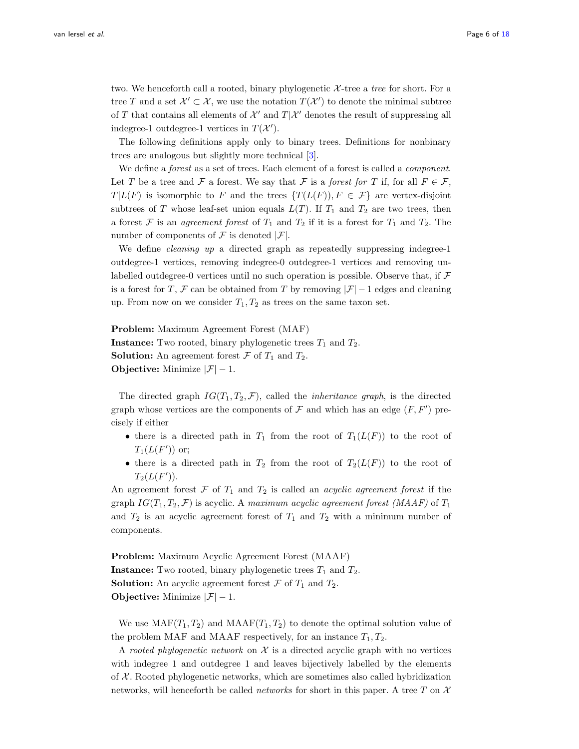two. We henceforth call a rooted, binary phylogenetic $\mathcal{X}$-tree a *tree* for short. For a tree $T$ and a set $\mathcal{X}' \subset \mathcal{X}$, we use the notation $T(\mathcal{X}')$ to denote the minimal subtree of $T$ that contains all elements of $\mathcal{X}'$ and $T|\mathcal{X}'$ denotes the result of suppressing all indegree-1 outdegree-1 vertices in $T(\mathcal{X}')$.

The following definitions apply only to binary trees. Definitions for nonbinary trees are analogous but slightly more technical [3].

We define a *forest* as a set of trees. Each element of a forest is called a *component*. Let $T$ be a tree and $\mathcal{F}$ a forest. We say that $\mathcal{F}$ is a *forest for* $T$ if, for all $F \in \mathcal{F}$, $T|L(F)$ is isomorphic to $F$ and the trees $\{T(L(F)), F \in \mathcal{F}\}$ are vertex-disjoint subtrees of $T$ whose leaf-set union equals $L(T)$. If $T_1$ and $T_2$ are two trees, then a forest $\mathcal{F}$ is an *agreement forest* of $T_1$ and $T_2$ if it is a forest for $T_1$ and $T_2$. The number of components of $\mathcal{F}$ is denoted $|\mathcal{F}|$.

We define *cleaning up* a directed graph as repeatedly suppressing indegree-1 outdegree-1 vertices, removing indegree-0 outdegree-1 vertices and removing unlabelled outdegree-0 vertices until no such operation is possible. Observe that, if $\mathcal{F}$ is a forest for $T$, $\mathcal{F}$ can be obtained from $T$ by removing $|\mathcal{F}| - 1$ edges and cleaning up. From now on we consider $T_1, T_2$ as trees on the same taxon set.

**Problem:** Maximum Agreement Forest (MAF)
**Instance:** Two rooted, binary phylogenetic trees $T_1$ and $T_2$.
**Solution:** An agreement forest $\mathcal{F}$ of $T_1$ and $T_2$.
**Objective:** Minimize $|\mathcal{F}| - 1$.

The directed graph $IG(T_1, T_2, \mathcal{F})$, called the *inheritance graph*, is the directed graph whose vertices are the components of $\mathcal{F}$ and which has an edge $(F, F')$ precisely if either

- there is a directed path in $T_1$ from the root of $T_1(L(F))$ to the root of $T_1(L(F'))$ or;
- there is a directed path in $T_2$ from the root of $T_2(L(F))$ to the root of $T_2(L(F'))$.

An agreement forest $\mathcal{F}$ of $T_1$ and $T_2$ is called an *acyclic agreement forest* if the graph $IG(T_1, T_2, \mathcal{F})$ is acyclic. A *maximum acyclic agreement forest (MAAF)* of $T_1$ and $T_2$ is an acyclic agreement forest of $T_1$ and $T_2$ with a minimum number of components.

**Problem:** Maximum Acyclic Agreement Forest (MAAF)
**Instance:** Two rooted, binary phylogenetic trees $T_1$ and $T_2$.
**Solution:** An acyclic agreement forest $\mathcal{F}$ of $T_1$ and $T_2$.
**Objective:** Minimize $|\mathcal{F}| - 1$.

We use $\text{MAF}(T_1, T_2)$ and $\text{MAAF}(T_1, T_2)$ to denote the optimal solution value of the problem MAF and MAAF respectively, for an instance $T_1, T_2$.

A *rooted phylogenetic network* on $\mathcal{X}$ is a directed acyclic graph with no vertices with indegree 1 and outdegree 1 and leaves bijectively labelled by the elements of $\mathcal{X}$. Rooted phylogenetic networks, which are sometimes also called hybridization networks, will henceforth be called *networks* for short in this paper. A tree $T$ on $\mathcal{X}$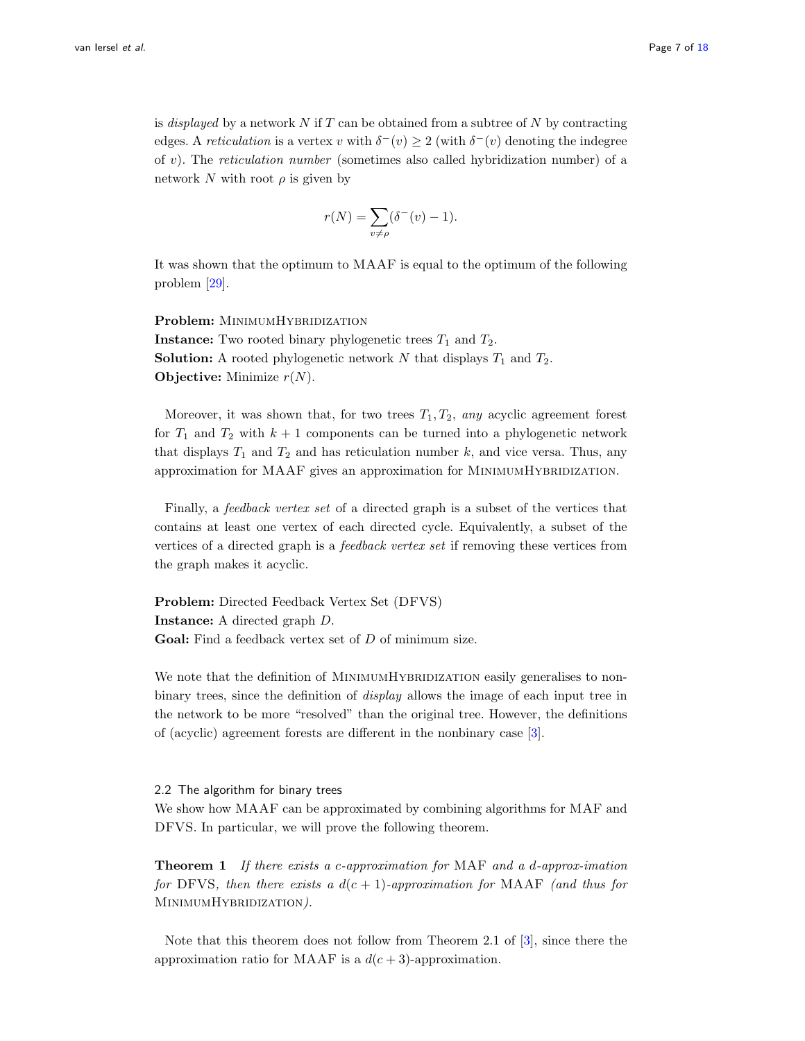is *displayed* by a network $N$ if $T$ can be obtained from a subtree of $N$ by contracting edges. A *reticulation* is a vertex $v$ with $\delta^-(v) \geq 2$ (with $\delta^-(v)$ denoting the indegree of $v$). The *reticulation number* (sometimes also called hybridization number) of a network $N$ with root $\rho$ is given by

$$r(N) = \sum_{v \neq \rho} (\delta^-(v) - 1).$$

It was shown that the optimum to MAAF is equal to the optimum of the following problem [29].

**Problem:** MinimumHybridization
**Instance:** Two rooted binary phylogenetic trees $T_1$ and $T_2$.
**Solution:** A rooted phylogenetic network $N$ that displays $T_1$ and $T_2$.
**Objective:** Minimize $r(N)$.

Moreover, it was shown that, for two trees $T_1, T_2$, *any* acyclic agreement forest for $T_1$ and $T_2$ with $k+1$ components can be turned into a phylogenetic network that displays $T_1$ and $T_2$ and has reticulation number $k$, and vice versa. Thus, any approximation for MAAF gives an approximation for MinimumHybridization.

Finally, a *feedback vertex set* of a directed graph is a subset of the vertices that contains at least one vertex of each directed cycle. Equivalently, a subset of the vertices of a directed graph is a *feedback vertex set* if removing these vertices from the graph makes it acyclic.

**Problem:** Directed Feedback Vertex Set (DFVS)
**Instance:** A directed graph $D$.
**Goal:** Find a feedback vertex set of $D$ of minimum size.

We note that the definition of MinimumHybridization easily generalises to nonbinary trees, since the definition of *display* allows the image of each input tree in the network to be more "resolved" than the original tree. However, the definitions of (acyclic) agreement forests are different in the nonbinary case [3].

### 2.2 The algorithm for binary trees

We show how MAAF can be approximated by combining algorithms for MAF and DFVS. In particular, we will prove the following theorem.

**Theorem 1** *If there exists a $c$-approximation for* MAF *and a $d$-approx-imation for* DFVS*, then there exists a $d(c+1)$-approximation for* MAAF *(and thus for* MinimumHybridization*).*

Note that this theorem does not follow from Theorem 2.1 of [3], since there the approximation ratio for MAAF is a $d(c+3)$-approximation.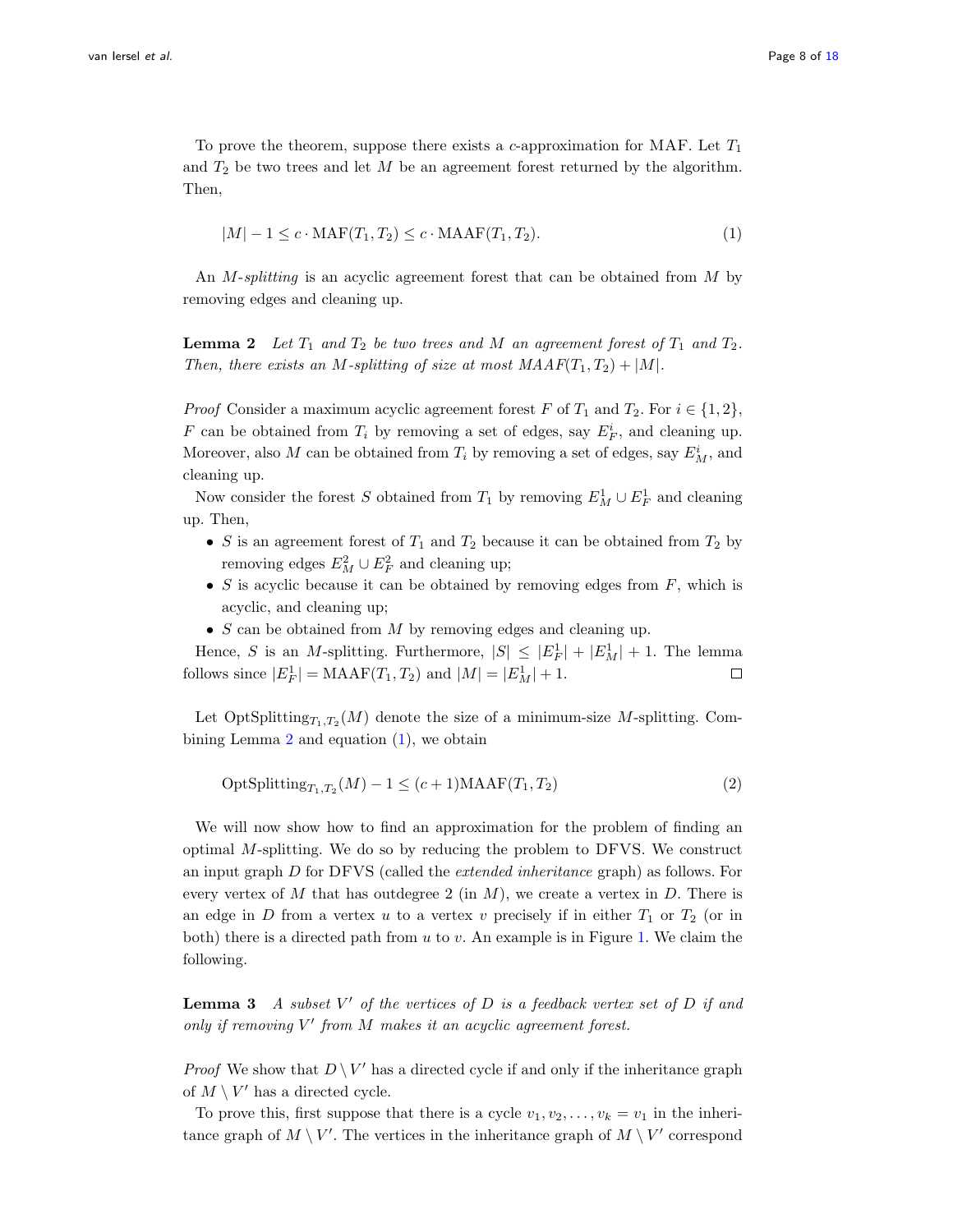To prove the theorem, suppose there exists a $c$-approximation for MAF. Let $T_1$ and $T_2$ be two trees and let $M$ be an agreement forest returned by the algorithm. Then,

$$|M| - 1 \leq c \cdot \mathrm{MAF}(T_1, T_2) \leq c \cdot \mathrm{MAAF}(T_1, T_2). \tag{1}$$

An *$M$-splitting* is an acyclic agreement forest that can be obtained from $M$ by removing edges and cleaning up.

**Lemma 2** *Let $T_1$ and $T_2$ be two trees and $M$ an agreement forest of $T_1$ and $T_2$. Then, there exists an $M$-splitting of size at most $MAAF(T_1, T_2) + |M|$.*

*Proof* Consider a maximum acyclic agreement forest $F$ of $T_1$ and $T_2$. For $i \in \{1, 2\}$, $F$ can be obtained from $T_i$ by removing a set of edges, say $E^i_F$, and cleaning up. Moreover, also $M$ can be obtained from $T_i$ by removing a set of edges, say $E^i_M$, and cleaning up.

Now consider the forest $S$ obtained from $T_1$ by removing $E^1_M \cup E^1_F$ and cleaning up. Then,

- $S$ is an agreement forest of $T_1$ and $T_2$ because it can be obtained from $T_2$ by removing edges $E^2_M \cup E^2_F$ and cleaning up;
- $S$ is acyclic because it can be obtained by removing edges from $F$, which is acyclic, and cleaning up;
- $S$ can be obtained from $M$ by removing edges and cleaning up.

Hence, $S$ is an $M$-splitting. Furthermore, $|S| \leq |E^1_F| + |E^1_M| + 1$. The lemma follows since $|E^1_F| = \mathrm{MAAF}(T_1, T_2)$ and $|M| = |E^1_M| + 1$. □

Let $\mathrm{OptSplitting}_{T_1,T_2}(M)$ denote the size of a minimum-size $M$-splitting. Combining Lemma 2 and equation (1), we obtain

$$\mathrm{OptSplitting}_{T_1,T_2}(M) - 1 \leq (c + 1)\mathrm{MAAF}(T_1, T_2) \tag{2}$$

We will now show how to find an approximation for the problem of finding an optimal $M$-splitting. We do so by reducing the problem to DFVS. We construct an input graph $D$ for DFVS (called the *extended inheritance* graph) as follows. For every vertex of $M$ that has outdegree 2 (in $M$), we create a vertex in $D$. There is an edge in $D$ from a vertex $u$ to a vertex $v$ precisely if in either $T_1$ or $T_2$ (or in both) there is a directed path from $u$ to $v$. An example is in Figure 1. We claim the following.

**Lemma 3** *A subset $V'$ of the vertices of $D$ is a feedback vertex set of $D$ if and only if removing $V'$ from $M$ makes it an acyclic agreement forest.*

*Proof* We show that $D \setminus V'$ has a directed cycle if and only if the inheritance graph of $M \setminus V'$ has a directed cycle.

To prove this, first suppose that there is a cycle $v_1, v_2, \ldots, v_k = v_1$ in the inheritance graph of $M \setminus V'$. The vertices in the inheritance graph of $M \setminus V'$ correspond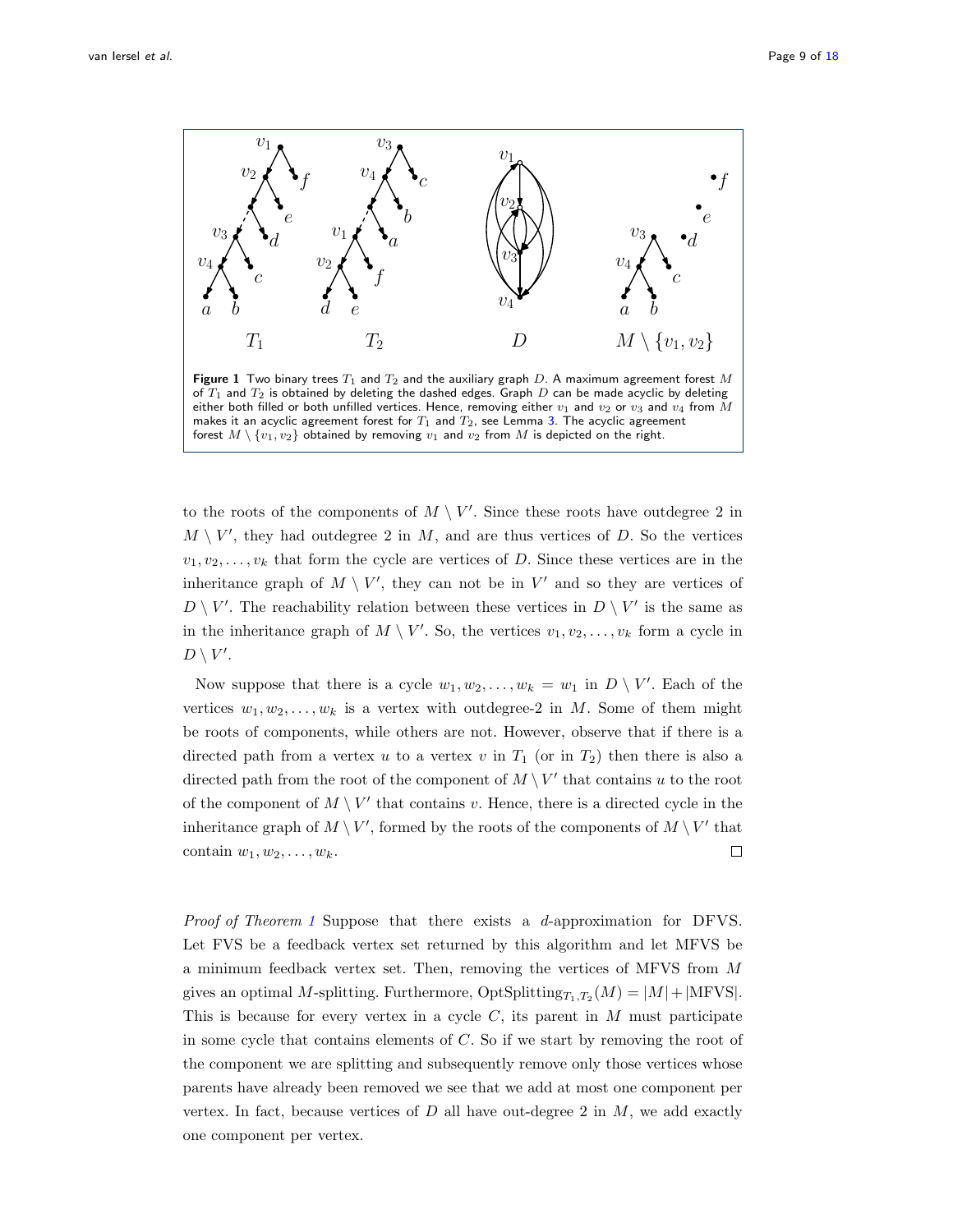**Figure 1** Two binary trees $T_1$ and $T_2$ and the auxiliary graph $D$. A maximum agreement forest $M$ of $T_1$ and $T_2$ is obtained by deleting the dashed edges. Graph $D$ can be made acyclic by deleting either both filled or both unfilled vertices. Hence, removing either $v_1$ and $v_2$ or $v_3$ and $v_4$ from $M$ makes it an acyclic agreement forest for $T_1$ and $T_2$, see Lemma 3. The acyclic agreement forest $M \setminus \{v_1, v_2\}$ obtained by removing $v_1$ and $v_2$ from $M$ is depicted on the right.

to the roots of the components of $M \setminus V'$. Since these roots have outdegree 2 in $M \setminus V'$, they had outdegree 2 in $M$, and are thus vertices of $D$. So the vertices $v_1, v_2, \ldots, v_k$ that form the cycle are vertices of $D$. Since these vertices are in the inheritance graph of $M \setminus V'$, they can not be in $V'$ and so they are vertices of $D \setminus V'$. The reachability relation between these vertices in $D \setminus V'$ is the same as in the inheritance graph of $M \setminus V'$. So, the vertices $v_1, v_2, \ldots, v_k$ form a cycle in $D \setminus V'$.

Now suppose that there is a cycle $w_1, w_2, \ldots, w_k = w_1$ in $D \setminus V'$. Each of the vertices $w_1, w_2, \ldots, w_k$ is a vertex with outdegree-2 in $M$. Some of them might be roots of components, while others are not. However, observe that if there is a directed path from a vertex $u$ to a vertex $v$ in $T_1$ (or in $T_2$) then there is also a directed path from the root of the component of $M \setminus V'$ that contains $u$ to the root of the component of $M \setminus V'$ that contains $v$. Hence, there is a directed cycle in the inheritance graph of $M \setminus V'$, formed by the roots of the components of $M \setminus V'$ that contain $w_1, w_2, \ldots, w_k$. □

*Proof of Theorem 1* Suppose that there exists a $d$-approximation for DFVS. Let FVS be a feedback vertex set returned by this algorithm and let MFVS be a minimum feedback vertex set. Then, removing the vertices of MFVS from $M$ gives an optimal $M$-splitting. Furthermore, $\text{OptSplitting}_{T_1,T_2}(M) = |M| + |\text{MFVS}|$. This is because for every vertex in a cycle $C$, its parent in $M$ must participate in some cycle that contains elements of $C$. So if we start by removing the root of the component we are splitting and subsequently remove only those vertices whose parents have already been removed we see that we add at most one component per vertex. In fact, because vertices of $D$ all have out-degree 2 in $M$, we add exactly one component per vertex.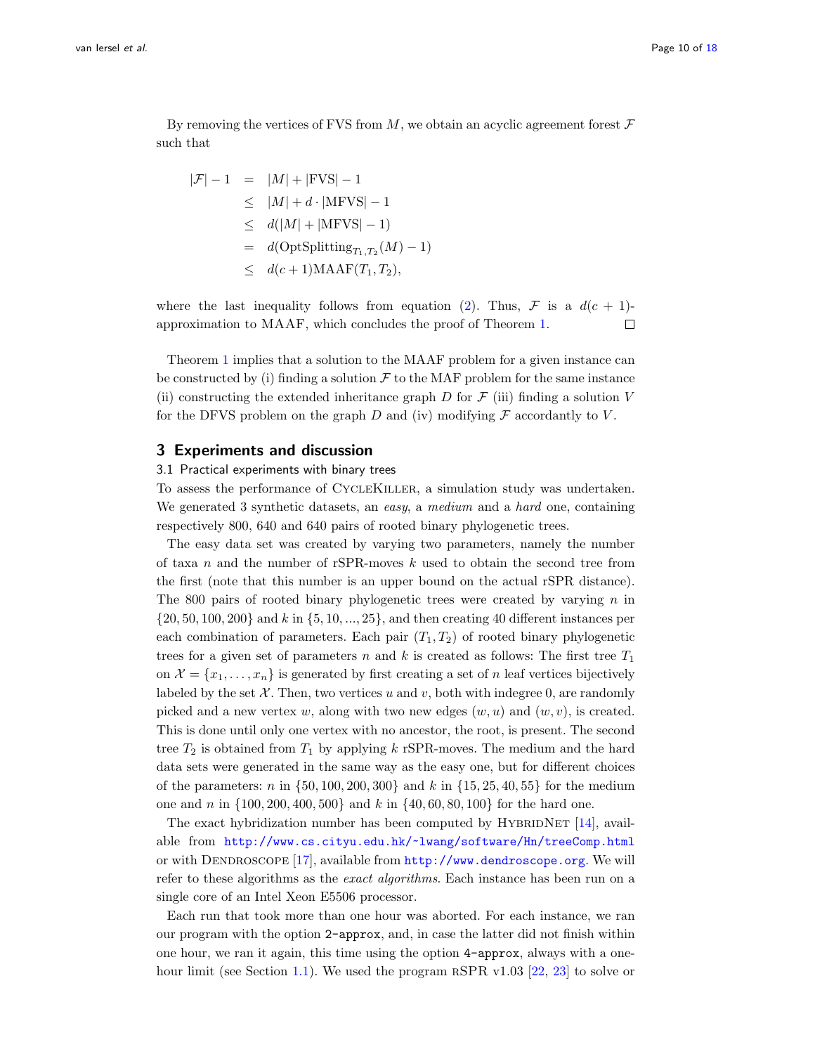By removing the vertices of FVS from $M$, we obtain an acyclic agreement forest $\mathcal{F}$ such that

$$
\begin{aligned}
|\mathcal{F}| - 1 &= |M| + |\text{FVS}| - 1 \\
&\leq |M| + d \cdot |\text{MFVS}| - 1 \\
&\leq d(|M| + |\text{MFVS}| - 1) \\
&= d(\text{OptSplitting}_{T_1,T_2}(M) - 1) \\
&\leq d(c+1)\text{MAAF}(T_1, T_2),
\end{aligned}
$$

where the last inequality follows from equation (2). Thus, $\mathcal{F}$ is a $d(c+1)$-approximation to MAAF, which concludes the proof of Theorem 1. □

Theorem 1 implies that a solution to the MAAF problem for a given instance can be constructed by (i) finding a solution $\mathcal{F}$ to the MAF problem for the same instance (ii) constructing the extended inheritance graph $D$ for $\mathcal{F}$ (iii) finding a solution $V$ for the DFVS problem on the graph $D$ and (iv) modifying $\mathcal{F}$ accordantly to $V$.

## 3 Experiments and discussion

### 3.1 Practical experiments with binary trees

To assess the performance of CycleKiller, a simulation study was undertaken. We generated 3 synthetic datasets, an *easy*, a *medium* and a *hard* one, containing respectively 800, 640 and 640 pairs of rooted binary phylogenetic trees.

The easy data set was created by varying two parameters, namely the number of taxa $n$ and the number of rSPR-moves $k$ used to obtain the second tree from the first (note that this number is an upper bound on the actual rSPR distance). The 800 pairs of rooted binary phylogenetic trees were created by varying $n$ in $\{20, 50, 100, 200\}$ and $k$ in $\{5, 10, ..., 25\}$, and then creating 40 different instances per each combination of parameters. Each pair $(T_1, T_2)$ of rooted binary phylogenetic trees for a given set of parameters $n$ and $k$ is created as follows: The first tree $T_1$ on $\mathcal{X} = \{x_1, \ldots, x_n\}$ is generated by first creating a set of $n$ leaf vertices bijectively labeled by the set $\mathcal{X}$. Then, two vertices $u$ and $v$, both with indegree 0, are randomly picked and a new vertex $w$, along with two new edges $(w, u)$ and $(w, v)$, is created. This is done until only one vertex with no ancestor, the root, is present. The second tree $T_2$ is obtained from $T_1$ by applying $k$ rSPR-moves. The medium and the hard data sets were generated in the same way as the easy one, but for different choices of the parameters: $n$ in $\{50, 100, 200, 300\}$ and $k$ in $\{15, 25, 40, 55\}$ for the medium one and $n$ in $\{100, 200, 400, 500\}$ and $k$ in $\{40, 60, 80, 100\}$ for the hard one.

The exact hybridization number has been computed by HybridNet [14], available from http://www.cs.cityu.edu.hk/~lwang/software/Hn/treeComp.html or with Dendroscope [17], available from http://www.dendroscope.org. We will refer to these algorithms as the *exact algorithms*. Each instance has been run on a single core of an Intel Xeon E5506 processor.

Each run that took more than one hour was aborted. For each instance, we ran our program with the option `2-approx`, and, in case the latter did not finish within one hour, we ran it again, this time using the option `4-approx`, always with a one-hour limit (see Section 1.1). We used the program rSPR v1.03 [22, 23] to solve or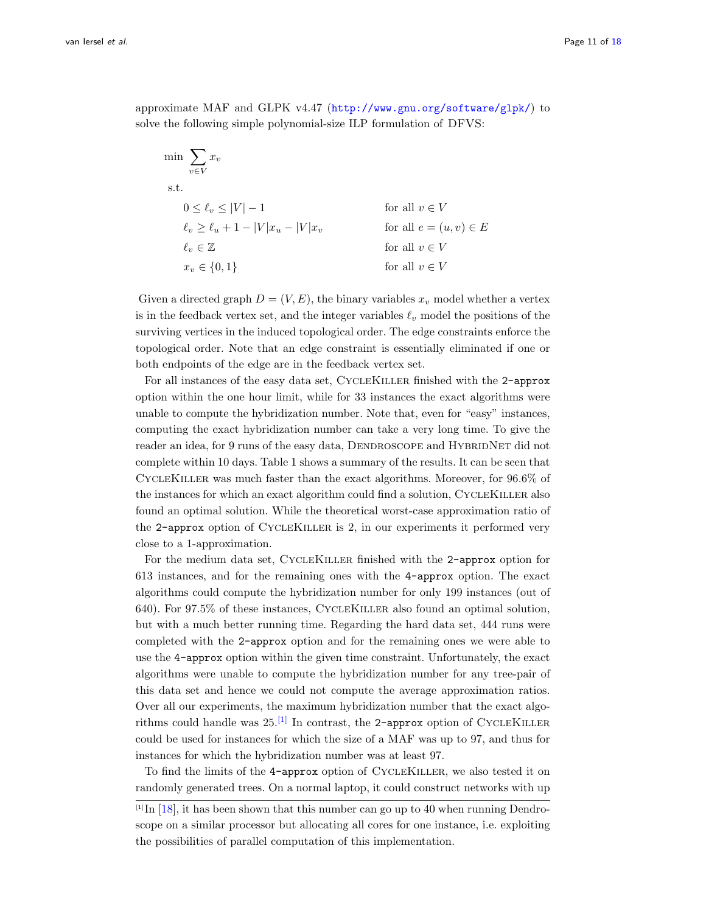approximate MAF and GLPK v4.47 (http://www.gnu.org/software/glpk/) to solve the following simple polynomial-size ILP formulation of DFVS:

$$
\begin{aligned}
\min \quad & \sum_{v \in V} x_v \\
\text{s.t.} \quad & \\
& 0 \leq \ell_v \leq |V| - 1 && \text{for all } v \in V \\
& \ell_v \geq \ell_u + 1 - |V| x_u - |V| x_v && \text{for all } e = (u, v) \in E \\
& \ell_v \in \mathbb{Z} && \text{for all } v \in V \\
& x_v \in \{0, 1\} && \text{for all } v \in V
\end{aligned}
$$

Given a directed graph $D = (V, E)$, the binary variables $x_v$ model whether a vertex is in the feedback vertex set, and the integer variables $\ell_v$ model the positions of the surviving vertices in the induced topological order. The edge constraints enforce the topological order. Note that an edge constraint is essentially eliminated if one or both endpoints of the edge are in the feedback vertex set.

For all instances of the easy data set, CycleKiller finished with the `2-approx` option within the one hour limit, while for 33 instances the exact algorithms were unable to compute the hybridization number. Note that, even for "easy" instances, computing the exact hybridization number can take a very long time. To give the reader an idea, for 9 runs of the easy data, Dendroscope and HybridNet did not complete within 10 days. Table 1 shows a summary of the results. It can be seen that CycleKiller was much faster than the exact algorithms. Moreover, for 96.6% of the instances for which an exact algorithm could find a solution, CycleKiller also found an optimal solution. While the theoretical worst-case approximation ratio of the `2-approx` option of CycleKiller is 2, in our experiments it performed very close to a 1-approximation.

For the medium data set, CycleKiller finished with the `2-approx` option for 613 instances, and for the remaining ones with the `4-approx` option. The exact algorithms could compute the hybridization number for only 199 instances (out of 640). For 97.5% of these instances, CycleKiller also found an optimal solution, but with a much better running time. Regarding the hard data set, 444 runs were completed with the `2-approx` option and for the remaining ones we were able to use the `4-approx` option within the given time constraint. Unfortunately, the exact algorithms were unable to compute the hybridization number for any tree-pair of this data set and hence we could not compute the average approximation ratios. Over all our experiments, the maximum hybridization number that the exact algorithms could handle was 25.[1] In contrast, the `2-approx` option of CycleKiller could be used for instances for which the size of a MAF was up to 97, and thus for instances for which the hybridization number was at least 97.

To find the limits of the `4-approx` option of CycleKiller, we also tested it on randomly generated trees. On a normal laptop, it could construct networks with up

[1] In [18], it has been shown that this number can go up to 40 when running Dendroscope on a similar processor but allocating all cores for one instance, i.e. exploiting the possibilities of parallel computation of this implementation.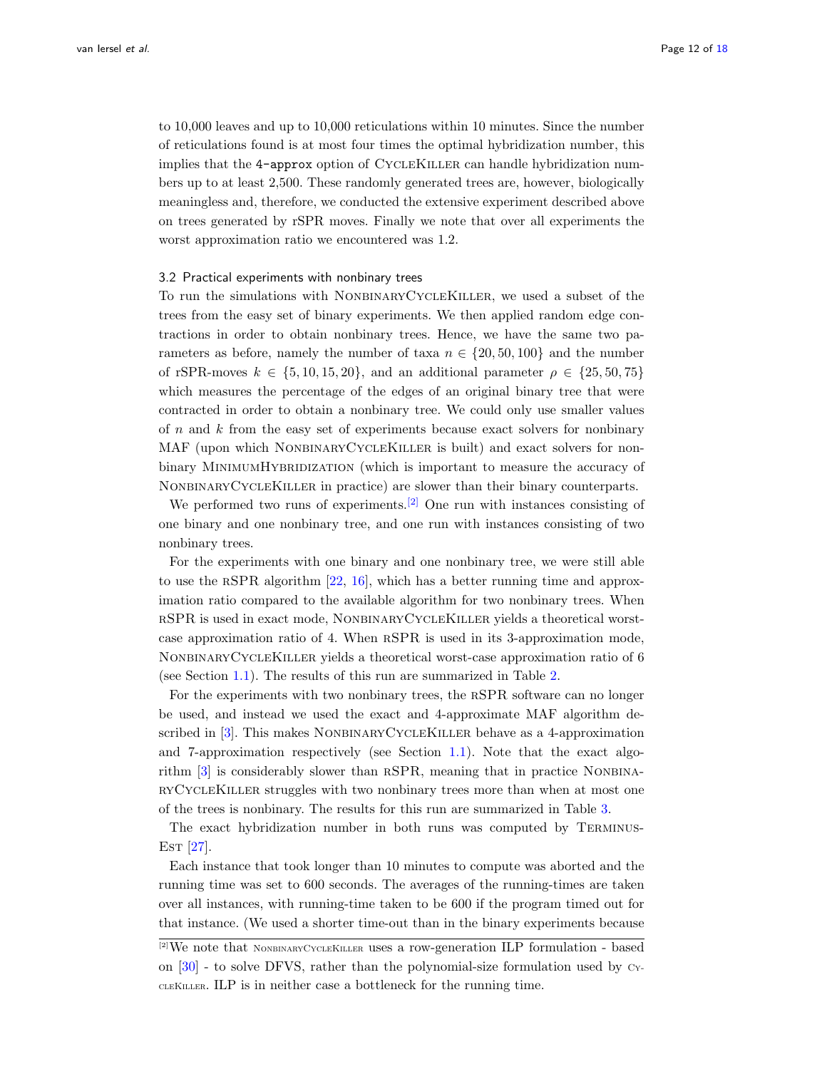to 10,000 leaves and up to 10,000 reticulations within 10 minutes. Since the number of reticulations found is at most four times the optimal hybridization number, this implies that the `4-approx` option of CycleKiller can handle hybridization numbers up to at least 2,500. These randomly generated trees are, however, biologically meaningless and, therefore, we conducted the extensive experiment described above on trees generated by rSPR moves. Finally we note that over all experiments the worst approximation ratio we encountered was 1.2.

### 3.2 Practical experiments with nonbinary trees

To run the simulations with NonbinaryCycleKiller, we used a subset of the trees from the easy set of binary experiments. We then applied random edge contractions in order to obtain nonbinary trees. Hence, we have the same two parameters as before, namely the number of taxa $n \in \{20, 50, 100\}$ and the number of rSPR-moves $k \in \{5, 10, 15, 20\}$, and an additional parameter $\rho \in \{25, 50, 75\}$ which measures the percentage of the edges of an original binary tree that were contracted in order to obtain a nonbinary tree. We could only use smaller values of $n$ and $k$ from the easy set of experiments because exact solvers for nonbinary MAF (upon which NonbinaryCycleKiller is built) and exact solvers for nonbinary MinimumHybridization (which is important to measure the accuracy of NonbinaryCycleKiller in practice) are slower than their binary counterparts.

We performed two runs of experiments.[2] One run with instances consisting of one binary and one nonbinary tree, and one run with instances consisting of two nonbinary trees.

For the experiments with one binary and one nonbinary tree, we were still able to use the rSPR algorithm [22, 16], which has a better running time and approximation ratio compared to the available algorithm for two nonbinary trees. When rSPR is used in exact mode, NonbinaryCycleKiller yields a theoretical worst-case approximation ratio of 4. When rSPR is used in its 3-approximation mode, NonbinaryCycleKiller yields a theoretical worst-case approximation ratio of 6 (see Section 1.1). The results of this run are summarized in Table 2.

For the experiments with two nonbinary trees, the rSPR software can no longer be used, and instead we used the exact and 4-approximate MAF algorithm described in [3]. This makes NonbinaryCycleKiller behave as a 4-approximation and 7-approximation respectively (see Section 1.1). Note that the exact algorithm [3] is considerably slower than rSPR, meaning that in practice NonbinaryCycleKiller struggles with two nonbinary trees more than when at most one of the trees is nonbinary. The results for this run are summarized in Table 3.

The exact hybridization number in both runs was computed by Terminus-Est [27].

Each instance that took longer than 10 minutes to compute was aborted and the running time was set to 600 seconds. The averages of the running-times are taken over all instances, with running-time taken to be 600 if the program timed out for that instance. (We used a shorter time-out than in the binary experiments because

[2] We note that NonbinaryCycleKiller uses a row-generation ILP formulation - based on [30] - to solve DFVS, rather than the polynomial-size formulation used by CycleKiller. ILP is in neither case a bottleneck for the running time.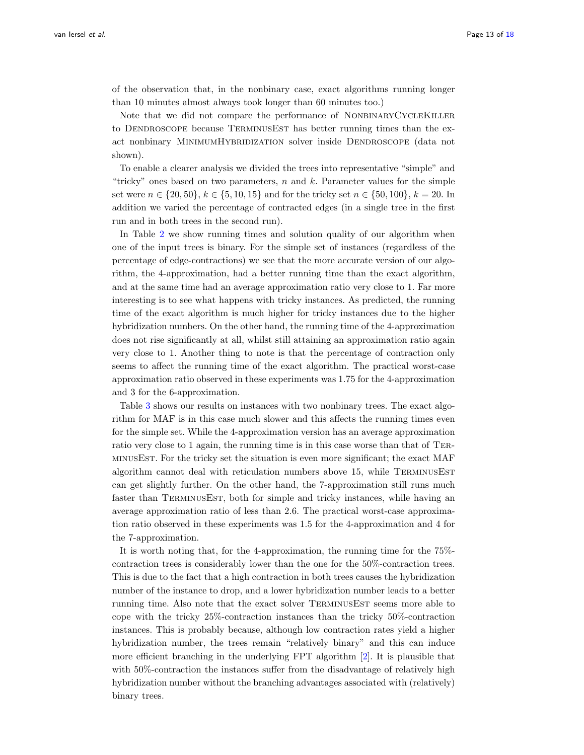of the observation that, in the nonbinary case, exact algorithms running longer than 10 minutes almost always took longer than 60 minutes too.)

Note that we did not compare the performance of NonbinaryCycleKiller to Dendroscope because TerminusEst has better running times than the exact nonbinary MinimumHybridization solver inside Dendroscope (data not shown).

To enable a clearer analysis we divided the trees into representative "simple" and "tricky" ones based on two parameters, $n$ and $k$. Parameter values for the simple set were $n \in \{20, 50\}$, $k \in \{5, 10, 15\}$ and for the tricky set $n \in \{50, 100\}$, $k = 20$. In addition we varied the percentage of contracted edges (in a single tree in the first run and in both trees in the second run).

In Table 2 we show running times and solution quality of our algorithm when one of the input trees is binary. For the simple set of instances (regardless of the percentage of edge-contractions) we see that the more accurate version of our algorithm, the 4-approximation, had a better running time than the exact algorithm, and at the same time had an average approximation ratio very close to 1. Far more interesting is to see what happens with tricky instances. As predicted, the running time of the exact algorithm is much higher for tricky instances due to the higher hybridization numbers. On the other hand, the running time of the 4-approximation does not rise significantly at all, whilst still attaining an approximation ratio again very close to 1. Another thing to note is that the percentage of contraction only seems to affect the running time of the exact algorithm. The practical worst-case approximation ratio observed in these experiments was 1.75 for the 4-approximation and 3 for the 6-approximation.

Table 3 shows our results on instances with two nonbinary trees. The exact algorithm for MAF is in this case much slower and this affects the running times even for the simple set. While the 4-approximation version has an average approximation ratio very close to 1 again, the running time is in this case worse than that of TerminusEst. For the tricky set the situation is even more significant; the exact MAF algorithm cannot deal with reticulation numbers above 15, while TerminusEst can get slightly further. On the other hand, the 7-approximation still runs much faster than TerminusEst, both for simple and tricky instances, while having an average approximation ratio of less than 2.6. The practical worst-case approximation ratio observed in these experiments was 1.5 for the 4-approximation and 4 for the 7-approximation.

It is worth noting that, for the 4-approximation, the running time for the 75%-contraction trees is considerably lower than the one for the 50%-contraction trees. This is due to the fact that a high contraction in both trees causes the hybridization number of the instance to drop, and a lower hybridization number leads to a better running time. Also note that the exact solver TerminusEst seems more able to cope with the tricky 25%-contraction instances than the tricky 50%-contraction instances. This is probably because, although low contraction rates yield a higher hybridization number, the trees remain "relatively binary" and this can induce more efficient branching in the underlying FPT algorithm [2]. It is plausible that with 50%-contraction the instances suffer from the disadvantage of relatively high hybridization number without the branching advantages associated with (relatively) binary trees.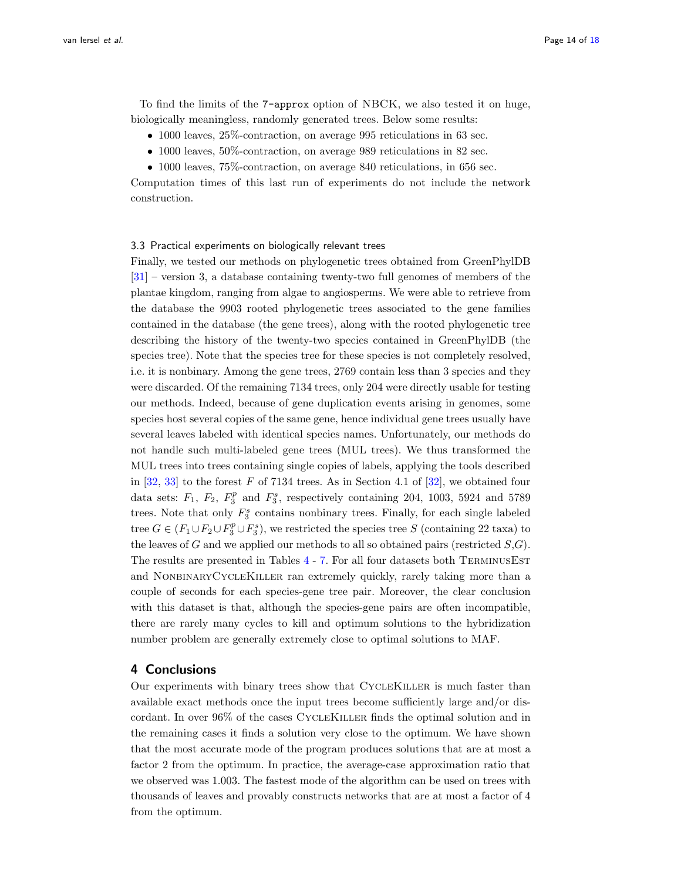To find the limits of the `7-approx` option of NBCK, we also tested it on huge, biologically meaningless, randomly generated trees. Below some results:

- 1000 leaves, 25%-contraction, on average 995 reticulations in 63 sec.
- 1000 leaves, 50%-contraction, on average 989 reticulations in 82 sec.
- 1000 leaves, 75%-contraction, on average 840 reticulations, in 656 sec.

Computation times of this last run of experiments do not include the network construction.

### 3.3 Practical experiments on biologically relevant trees

Finally, we tested our methods on phylogenetic trees obtained from GreenPhylDB [31] – version 3, a database containing twenty-two full genomes of members of the plantae kingdom, ranging from algae to angiosperms. We were able to retrieve from the database the 9903 rooted phylogenetic trees associated to the gene families contained in the database (the gene trees), along with the rooted phylogenetic tree describing the history of the twenty-two species contained in GreenPhylDB (the species tree). Note that the species tree for these species is not completely resolved, i.e. it is nonbinary. Among the gene trees, 2769 contain less than 3 species and they were discarded. Of the remaining 7134 trees, only 204 were directly usable for testing our methods. Indeed, because of gene duplication events arising in genomes, some species host several copies of the same gene, hence individual gene trees usually have several leaves labeled with identical species names. Unfortunately, our methods do not handle such multi-labeled gene trees (MUL trees). We thus transformed the MUL trees into trees containing single copies of labels, applying the tools described in [32, 33] to the forest $F$ of 7134 trees. As in Section 4.1 of [32], we obtained four data sets: $F_1$, $F_2$, $F_3^p$ and $F_3^s$, respectively containing 204, 1003, 5924 and 5789 trees. Note that only $F_3^s$ contains nonbinary trees. Finally, for each single labeled tree $G \in (F_1 \cup F_2 \cup F_3^p \cup F_3^s)$, we restricted the species tree $S$ (containing 22 taxa) to the leaves of $G$ and we applied our methods to all so obtained pairs (restricted $S$,$G$). The results are presented in Tables 4 - 7. For all four datasets both TerminusEst and NonbinaryCycleKiller ran extremely quickly, rarely taking more than a couple of seconds for each species-gene tree pair. Moreover, the clear conclusion with this dataset is that, although the species-gene pairs are often incompatible, there are rarely many cycles to kill and optimum solutions to the hybridization number problem are generally extremely close to optimal solutions to MAF.

## 4 Conclusions

Our experiments with binary trees show that CycleKiller is much faster than available exact methods once the input trees become sufficiently large and/or discordant. In over 96% of the cases CycleKiller finds the optimal solution and in the remaining cases it finds a solution very close to the optimum. We have shown that the most accurate mode of the program produces solutions that are at most a factor 2 from the optimum. In practice, the average-case approximation ratio that we observed was 1.003. The fastest mode of the algorithm can be used on trees with thousands of leaves and provably constructs networks that are at most a factor of 4 from the optimum.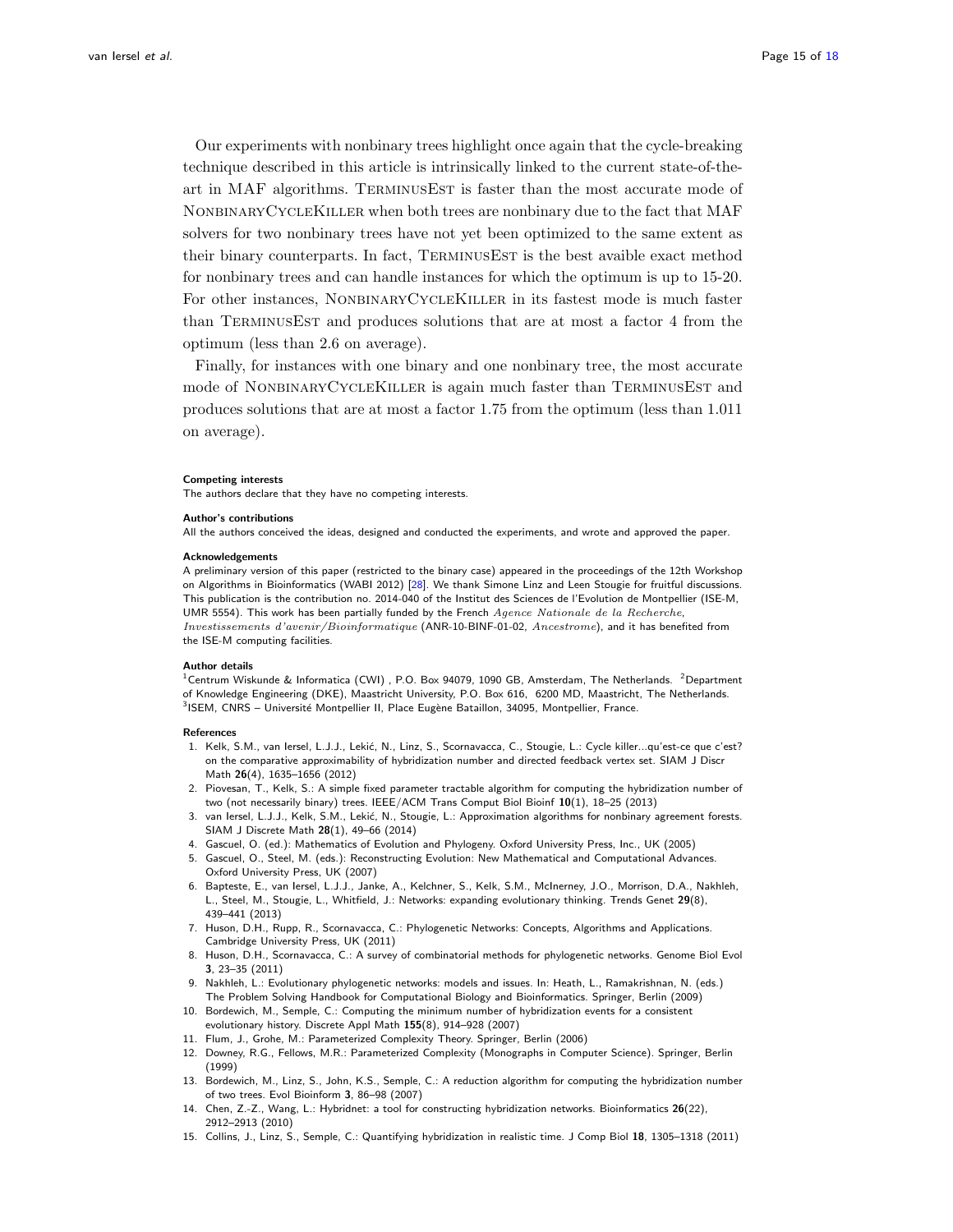Our experiments with nonbinary trees highlight once again that the cycle-breaking technique described in this article is intrinsically linked to the current state-of-the-art in MAF algorithms. TerminusEst is faster than the most accurate mode of NonbinaryCycleKiller when both trees are nonbinary due to the fact that MAF solvers for two nonbinary trees have not yet been optimized to the same extent as their binary counterparts. In fact, TerminusEst is the best avaible exact method for nonbinary trees and can handle instances for which the optimum is up to 15-20. For other instances, NonbinaryCycleKiller in its fastest mode is much faster than TerminusEst and produces solutions that are at most a factor 4 from the optimum (less than 2.6 on average).

Finally, for instances with one binary and one nonbinary tree, the most accurate mode of NonbinaryCycleKiller is again much faster than TerminusEst and produces solutions that are at most a factor 1.75 from the optimum (less than 1.011 on average).

#### Competing interests

The authors declare that they have no competing interests.

#### Author's contributions

All the authors conceived the ideas, designed and conducted the experiments, and wrote and approved the paper.

#### Acknowledgements

A preliminary version of this paper (restricted to the binary case) appeared in the proceedings of the 12th Workshop on Algorithms in Bioinformatics (WABI 2012) [28]. We thank Simone Linz and Leen Stougie for fruitful discussions. This publication is the contribution no. 2014-040 of the Institut des Sciences de l'Evolution de Montpellier (ISE-M, UMR 5554). This work has been partially funded by the French *Agence Nationale de la Recherche*, *Investissements d'avenir/Bioinformatique* (ANR-10-BINF-01-02, *Ancestrome*), and it has benefited from the ISE-M computing facilities.

#### Author details

[1]Centrum Wiskunde & Informatica (CWI) , P.O. Box 94079, 1090 GB, Amsterdam, The Netherlands. [2]Department of Knowledge Engineering (DKE), Maastricht University, P.O. Box 616, 6200 MD, Maastricht, The Netherlands. [3]ISEM, CNRS – Université Montpellier II, Place Eugène Bataillon, 34095, Montpellier, France.

#### References

1. Kelk, S.M., van Iersel, L.J.J., Lekić, N., Linz, S., Scornavacca, C., Stougie, L.: Cycle killer...qu'est-ce que c'est? on the comparative approximability of hybridization number and directed feedback vertex set. SIAM J Discr Math **26**(4), 1635–1656 (2012)
2. Piovesan, T., Kelk, S.: A simple fixed parameter tractable algorithm for computing the hybridization number of two (not necessarily binary) trees. IEEE/ACM Trans Comput Biol Bioinf **10**(1), 18–25 (2013)
3. van Iersel, L.J.J., Kelk, S.M., Lekić, N., Stougie, L.: Approximation algorithms for nonbinary agreement forests. SIAM J Discrete Math **28**(1), 49–66 (2014)
4. Gascuel, O. (ed.): Mathematics of Evolution and Phylogeny. Oxford University Press, Inc., UK (2005)
5. Gascuel, O., Steel, M. (eds.): Reconstructing Evolution: New Mathematical and Computational Advances. Oxford University Press, UK (2007)
6. Bapteste, E., van Iersel, L.J.J., Janke, A., Kelchner, S., Kelk, S.M., McInerney, J.O., Morrison, D.A., Nakhleh, L., Steel, M., Stougie, L., Whitfield, J.: Networks: expanding evolutionary thinking. Trends Genet **29**(8), 439–441 (2013)
7. Huson, D.H., Rupp, R., Scornavacca, C.: Phylogenetic Networks: Concepts, Algorithms and Applications. Cambridge University Press, UK (2011)
8. Huson, D.H., Scornavacca, C.: A survey of combinatorial methods for phylogenetic networks. Genome Biol Evol **3**, 23–35 (2011)
9. Nakhleh, L.: Evolutionary phylogenetic networks: models and issues. In: Heath, L., Ramakrishnan, N. (eds.) The Problem Solving Handbook for Computational Biology and Bioinformatics. Springer, Berlin (2009)
10. Bordewich, M., Semple, C.: Computing the minimum number of hybridization events for a consistent evolutionary history. Discrete Appl Math **155**(8), 914–928 (2007)
11. Flum, J., Grohe, M.: Parameterized Complexity Theory. Springer, Berlin (2006)
12. Downey, R.G., Fellows, M.R.: Parameterized Complexity (Monographs in Computer Science). Springer, Berlin (1999)
13. Bordewich, M., Linz, S., John, K.S., Semple, C.: A reduction algorithm for computing the hybridization number of two trees. Evol Bioinform **3**, 86–98 (2007)
14. Chen, Z.-Z., Wang, L.: Hybridnet: a tool for constructing hybridization networks. Bioinformatics **26**(22), 2912–2913 (2010)
15. Collins, J., Linz, S., Semple, C.: Quantifying hybridization in realistic time. J Comp Biol **18**, 1305–1318 (2011)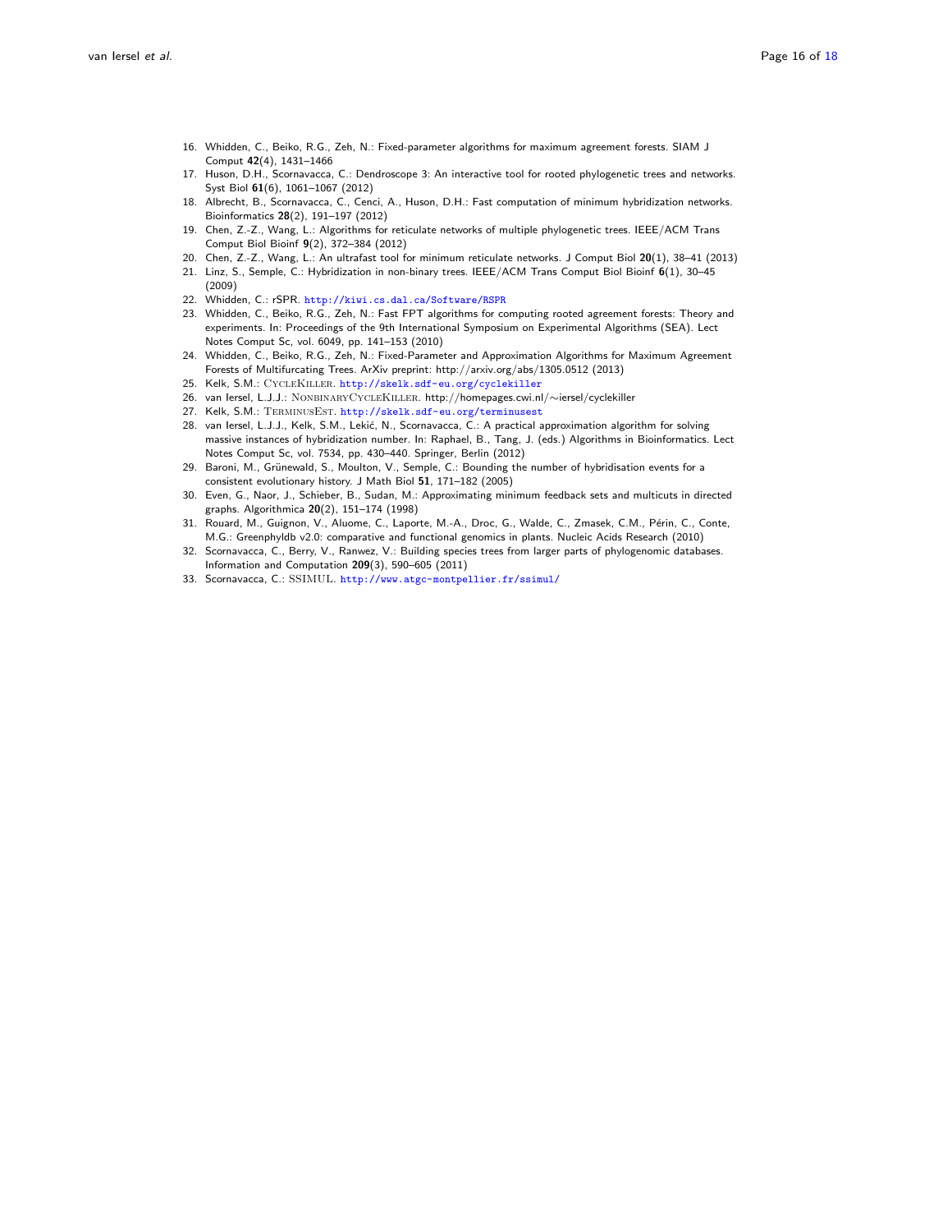16. Whidden, C., Beiko, R.G., Zeh, N.: Fixed-parameter algorithms for maximum agreement forests. SIAM J Comput **42**(4), 1431–1466
17. Huson, D.H., Scornavacca, C.: Dendroscope 3: An interactive tool for rooted phylogenetic trees and networks. Syst Biol **61**(6), 1061–1067 (2012)
18. Albrecht, B., Scornavacca, C., Cenci, A., Huson, D.H.: Fast computation of minimum hybridization networks. Bioinformatics **28**(2), 191–197 (2012)
19. Chen, Z.-Z., Wang, L.: Algorithms for reticulate networks of multiple phylogenetic trees. IEEE/ACM Trans Comput Biol Bioinf **9**(2), 372–384 (2012)
20. Chen, Z.-Z., Wang, L.: An ultrafast tool for minimum reticulate networks. J Comput Biol **20**(1), 38–41 (2013)
21. Linz, S., Semple, C.: Hybridization in non-binary trees. IEEE/ACM Trans Comput Biol Bioinf **6**(1), 30–45 (2009)
22. Whidden, C.: rSPR. http://kiwi.cs.dal.ca/Software/RSPR
23. Whidden, C., Beiko, R.G., Zeh, N.: Fast FPT algorithms for computing rooted agreement forests: Theory and experiments. In: Proceedings of the 9th International Symposium on Experimental Algorithms (SEA). Lect Notes Comput Sc, vol. 6049, pp. 141–153 (2010)
24. Whidden, C., Beiko, R.G., Zeh, N.: Fixed-Parameter and Approximation Algorithms for Maximum Agreement Forests of Multifurcating Trees. ArXiv preprint: http://arxiv.org/abs/1305.0512 (2013)
25. Kelk, S.M.: CycleKiller. http://skelk.sdf-eu.org/cyclekiller
26. van Iersel, L.J.J.: NonbinaryCycleKiller. http://homepages.cwi.nl/~iersel/cyclekiller
27. Kelk, S.M.: TerminusEst. http://skelk.sdf-eu.org/terminusest
28. van Iersel, L.J.J., Kelk, S.M., Lekić, N., Scornavacca, C.: A practical approximation algorithm for solving massive instances of hybridization number. In: Raphael, B., Tang, J. (eds.) Algorithms in Bioinformatics. Lect Notes Comput Sc, vol. 7534, pp. 430–440. Springer, Berlin (2012)
29. Baroni, M., Grünewald, S., Moulton, V., Semple, C.: Bounding the number of hybridisation events for a consistent evolutionary history. J Math Biol **51**, 171–182 (2005)
30. Even, G., Naor, J., Schieber, B., Sudan, M.: Approximating minimum feedback sets and multicuts in directed graphs. Algorithmica **20**(2), 151–174 (1998)
31. Rouard, M., Guignon, V., Aluome, C., Laporte, M.-A., Droc, G., Walde, C., Zmasek, C.M., Périn, C., Conte, M.G.: Greenphyldb v2.0: comparative and functional genomics in plants. Nucleic Acids Research (2010)
32. Scornavacca, C., Berry, V., Ranwez, V.: Building species trees from larger parts of phylogenomic databases. Information and Computation **209**(3), 590–605 (2011)
33. Scornavacca, C.: SSIMUL. http://www.atgc-montpellier.fr/ssimul/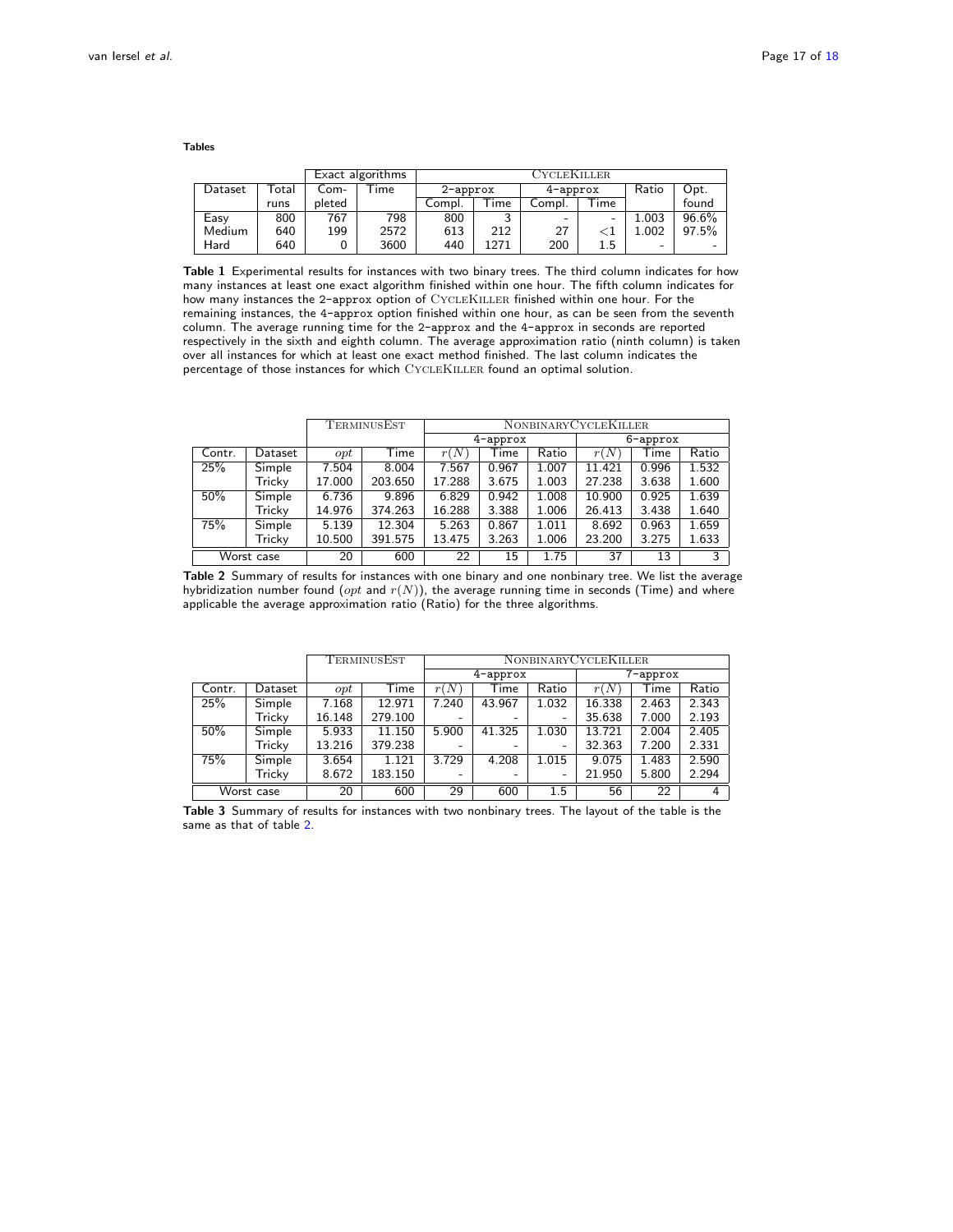**Tables**

| Dataset | Total runs | Exact algorithms | | CycleKiller | | | | | |
|---|---|---|---|---|---|---|---|---|---|
| | | Completed | Time | 2-approx | | 4-approx | | Ratio | Opt. found |
| | | | | Compl. | Time | Compl. | Time | | |
| Easy | 800 | 767 | 798 | 800 | 3 | - | - | 1.003 | 96.6% |
| Medium | 640 | 199 | 2572 | 613 | 212 | 27 | $<1$ | 1.002 | 97.5% |
| Hard | 640 | 0 | 3600 | 440 | 1271 | 200 | 1.5 | - | - |

**Table 1** Experimental results for instances with two binary trees. The third column indicates for how many instances at least one exact algorithm finished within one hour. The fifth column indicates for how many instances the 2-approx option of CycleKiller finished within one hour. For the remaining instances, the 4-approx option finished within one hour, as can be seen from the seventh column. The average running time for the 2-approx and the 4-approx in seconds are reported respectively in the sixth and eighth column. The average approximation ratio (ninth column) is taken over all instances for which at least one exact method finished. The last column indicates the percentage of those instances for which CycleKiller found an optimal solution.

| | | TerminusEst | | NonbinaryCycleKiller | | | | | |
|---|---|---|---|---|---|---|---|---|---|
| | | | | 4-approx | | | 6-approx | | |
| Contr. | Dataset | $opt$ | Time | $r(N)$ | Time | Ratio | $r(N)$ | Time | Ratio |
| 25% | Simple | 7.504 | 8.004 | 7.567 | 0.967 | 1.007 | 11.421 | 0.996 | 1.532 |
| | Tricky | 17.000 | 203.650 | 17.288 | 3.675 | 1.003 | 27.238 | 3.638 | 1.600 |
| 50% | Simple | 6.736 | 9.896 | 6.829 | 0.942 | 1.008 | 10.900 | 0.925 | 1.639 |
| | Tricky | 14.976 | 374.263 | 16.288 | 3.388 | 1.006 | 26.413 | 3.438 | 1.640 |
| 75% | Simple | 5.139 | 12.304 | 5.263 | 0.867 | 1.011 | 8.692 | 0.963 | 1.659 |
| | Tricky | 10.500 | 391.575 | 13.475 | 3.263 | 1.006 | 23.200 | 3.275 | 1.633 |
| Worst case | | 20 | 600 | 22 | 15 | 1.75 | 37 | 13 | 3 |

**Table 2** Summary of results for instances with one binary and one nonbinary tree. We list the average hybridization number found ($opt$ and $r(N)$), the average running time in seconds (Time) and where applicable the average approximation ratio (Ratio) for the three algorithms.

| | | TerminusEst | | NonbinaryCycleKiller | | | | | |
|---|---|---|---|---|---|---|---|---|---|
| | | | | 4-approx | | | 7-approx | | |
| Contr. | Dataset | $opt$ | Time | $r(N)$ | Time | Ratio | $r(N)$ | Time | Ratio |
| 25% | Simple | 7.168 | 12.971 | 7.240 | 43.967 | 1.032 | 16.338 | 2.463 | 2.343 |
| | Tricky | 16.148 | 279.100 | - | - | - | 35.638 | 7.000 | 2.193 |
| 50% | Simple | 5.933 | 11.150 | 5.900 | 41.325 | 1.030 | 13.721 | 2.004 | 2.405 |
| | Tricky | 13.216 | 379.238 | - | - | - | 32.363 | 7.200 | 2.331 |
| 75% | Simple | 3.654 | 1.121 | 3.729 | 4.208 | 1.015 | 9.075 | 1.483 | 2.590 |
| | Tricky | 8.672 | 183.150 | - | - | - | 21.950 | 5.800 | 2.294 |
| Worst case | | 20 | 600 | 29 | 600 | 1.5 | 56 | 22 | 4 |

**Table 3** Summary of results for instances with two nonbinary trees. The layout of the table is the same as that of table 2.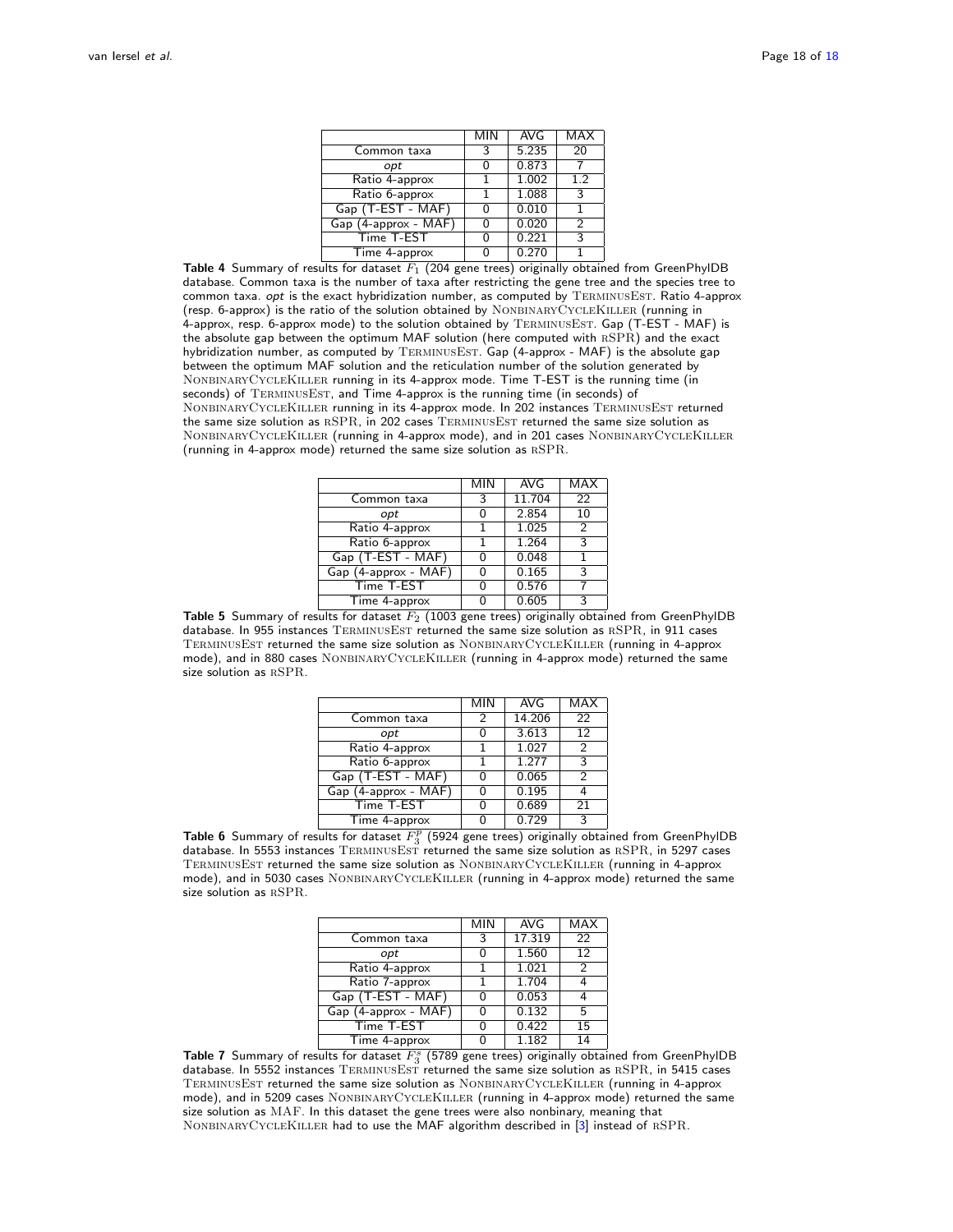| | MIN | AVG | MAX |
|---|---|---|---|
| Common taxa | 3 | 5.235 | 20 |
| *opt* | 0 | 0.873 | 7 |
| Ratio 4-approx | 1 | 1.002 | 1.2 |
| Ratio 6-approx | 1 | 1.088 | 3 |
| Gap (T-EST - MAF) | 0 | 0.010 | 1 |
| Gap (4-approx - MAF) | 0 | 0.020 | 2 |
| Time T-EST | 0 | 0.221 | 3 |
| Time 4-approx | 0 | 0.270 | 1 |

**Table 4** Summary of results for dataset $F_1$ (204 gene trees) originally obtained from GreenPhylDB database. Common taxa is the number of taxa after restricting the gene tree and the species tree to common taxa. *opt* is the exact hybridization number, as computed by TerminusEst. Ratio 4-approx (resp. 6-approx) is the ratio of the solution obtained by NonbinaryCycleKiller (running in 4-approx, resp. 6-approx mode) to the solution obtained by TerminusEst. Gap (T-EST - MAF) is the absolute gap between the optimum MAF solution (here computed with rSPR) and the exact hybridization number, as computed by TerminusEst. Gap (4-approx - MAF) is the absolute gap between the optimum MAF solution and the reticulation number of the solution generated by NonbinaryCycleKiller running in its 4-approx mode. Time T-EST is the running time (in seconds) of TerminusEst, and Time 4-approx is the running time (in seconds) of NonbinaryCycleKiller running in its 4-approx mode. In 202 instances TerminusEst returned the same size solution as rSPR, in 202 cases TerminusEst returned the same size solution as NonbinaryCycleKiller (running in 4-approx mode), and in 201 cases NonbinaryCycleKiller (running in 4-approx mode) returned the same size solution as rSPR.

| | MIN | AVG | MAX |
|---|---|---|---|
| Common taxa | 3 | 11.704 | 22 |
| *opt* | 0 | 2.854 | 10 |
| Ratio 4-approx | 1 | 1.025 | 2 |
| Ratio 6-approx | 1 | 1.264 | 3 |
| Gap (T-EST - MAF) | 0 | 0.048 | 1 |
| Gap (4-approx - MAF) | 0 | 0.165 | 3 |
| Time T-EST | 0 | 0.576 | 7 |
| Time 4-approx | 0 | 0.605 | 3 |

**Table 5** Summary of results for dataset $F_2$ (1003 gene trees) originally obtained from GreenPhylDB database. In 955 instances TerminusEst returned the same size solution as rSPR, in 911 cases TerminusEst returned the same size solution as NonbinaryCycleKiller (running in 4-approx mode), and in 880 cases NonbinaryCycleKiller (running in 4-approx mode) returned the same size solution as rSPR.

| | MIN | AVG | MAX |
|---|---|---|---|
| Common taxa | 2 | 14.206 | 22 |
| *opt* | 0 | 3.613 | 12 |
| Ratio 4-approx | 1 | 1.027 | 2 |
| Ratio 6-approx | 1 | 1.277 | 3 |
| Gap (T-EST - MAF) | 0 | 0.065 | 2 |
| Gap (4-approx - MAF) | 0 | 0.195 | 4 |
| Time T-EST | 0 | 0.689 | 21 |
| Time 4-approx | 0 | 0.729 | 3 |

**Table 6** Summary of results for dataset $F_3^p$ (5924 gene trees) originally obtained from GreenPhylDB database. In 5553 instances TerminusEst returned the same size solution as rSPR, in 5297 cases TerminusEst returned the same size solution as NonbinaryCycleKiller (running in 4-approx mode), and in 5030 cases NonbinaryCycleKiller (running in 4-approx mode) returned the same size solution as rSPR.

| | MIN | AVG | MAX |
|---|---|---|---|
| Common taxa | 3 | 17.319 | 22 |
| *opt* | 0 | 1.560 | 12 |
| Ratio 4-approx | 1 | 1.021 | 2 |
| Ratio 7-approx | 1 | 1.704 | 4 |
| Gap (T-EST - MAF) | 0 | 0.053 | 4 |
| Gap (4-approx - MAF) | 0 | 0.132 | 5 |
| Time T-EST | 0 | 0.422 | 15 |
| Time 4-approx | 0 | 1.182 | 14 |

**Table 7** Summary of results for dataset $F_3^s$ (5789 gene trees) originally obtained from GreenPhylDB database. In 5552 instances TerminusEst returned the same size solution as rSPR, in 5415 cases TerminusEst returned the same size solution as NonbinaryCycleKiller (running in 4-approx mode), and in 5209 cases NonbinaryCycleKiller (running in 4-approx mode) returned the same size solution as MAF. In this dataset the gene trees were also nonbinary, meaning that NonbinaryCycleKiller had to use the MAF algorithm described in [3] instead of rSPR.